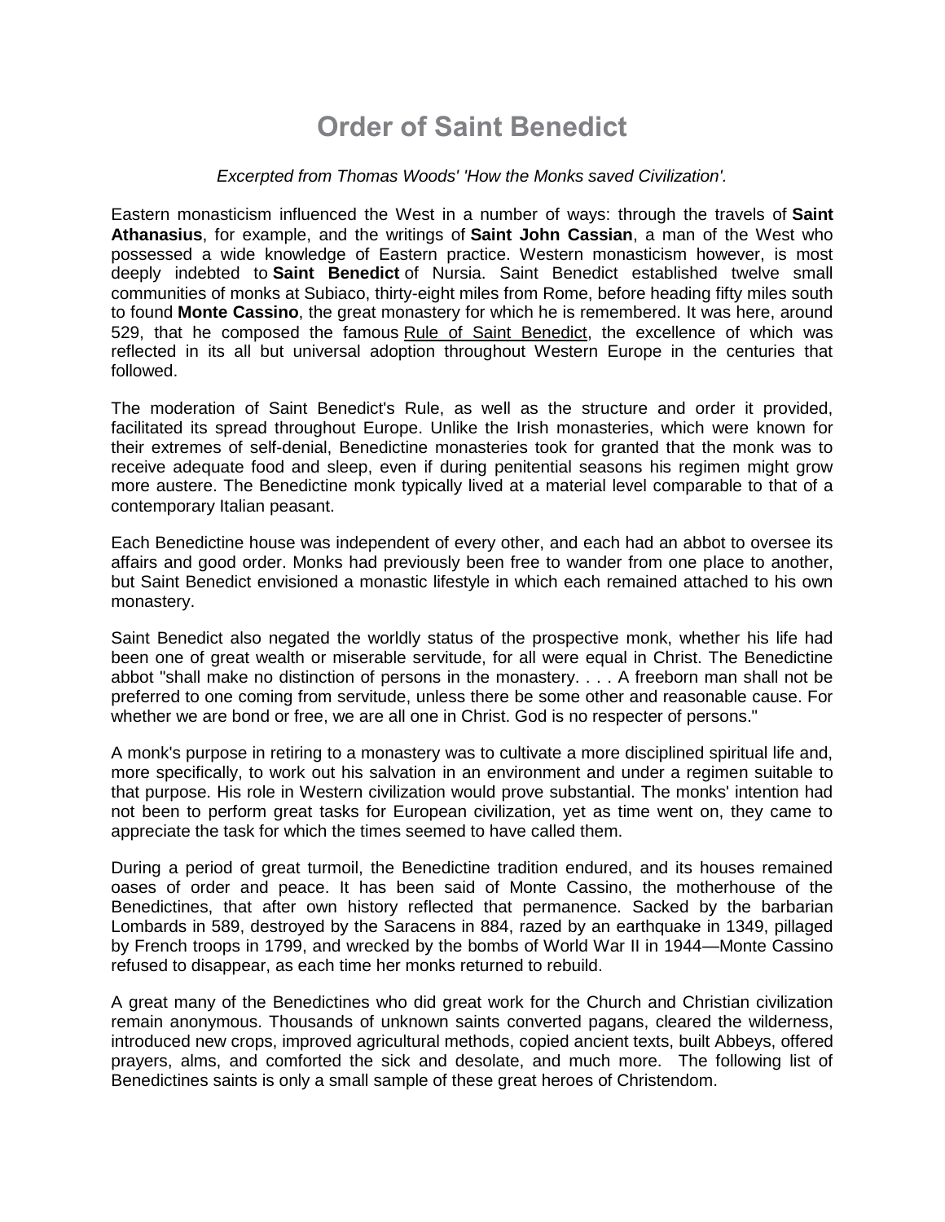# Order of Saint Benedict

*Excerpted from Thomas Woods' 'How the Monks saved Civilization'.*

Eastern monasticism influenced the West in a number of ways: through the travels of **Saint Athanasius**, for example, and the writings of **Saint John Cassian**, a man of the West who possessed a wide knowledge of Eastern practice. Western monasticism however, is most deeply indebted to **Saint Benedict** of Nursia. Saint Benedict established twelve small communities of monks at Subiaco, thirty-eight miles from Rome, before heading fifty miles south to found **Monte Cassino**, the great monastery for which he is remembered. It was here, around 529, that he composed the famous Rule of Saint Benedict, the excellence of which was reflected in its all but universal adoption throughout Western Europe in the centuries that followed.

The moderation of Saint Benedict's Rule, as well as the structure and order it provided, facilitated its spread throughout Europe. Unlike the Irish monasteries, which were known for their extremes of self-denial, Benedictine monasteries took for granted that the monk was to receive adequate food and sleep, even if during penitential seasons his regimen might grow more austere. The Benedictine monk typically lived at a material level comparable to that of a contemporary Italian peasant.

Each Benedictine house was independent of every other, and each had an abbot to oversee its affairs and good order. Monks had previously been free to wander from one place to another, but Saint Benedict envisioned a monastic lifestyle in which each remained attached to his own monastery.

Saint Benedict also negated the worldly status of the prospective monk, whether his life had been one of great wealth or miserable servitude, for all were equal in Christ. The Benedictine abbot "shall make no distinction of persons in the monastery. . . . A freeborn man shall not be preferred to one coming from servitude, unless there be some other and reasonable cause. For whether we are bond or free, we are all one in Christ. God is no respecter of persons."

A monk's purpose in retiring to a monastery was to cultivate a more disciplined spiritual life and, more specifically, to work out his salvation in an environment and under a regimen suitable to that purpose. His role in Western civilization would prove substantial. The monks' intention had not been to perform great tasks for European civilization, yet as time went on, they came to appreciate the task for which the times seemed to have called them.

During a period of great turmoil, the Benedictine tradition endured, and its houses remained oases of order and peace. It has been said of Monte Cassino, the motherhouse of the Benedictines, that after own history reflected that permanence. Sacked by the barbarian Lombards in 589, destroyed by the Saracens in 884, razed by an earthquake in 1349, pillaged by French troops in 1799, and wrecked by the bombs of World War II in 1944—Monte Cassino refused to disappear, as each time her monks returned to rebuild.

A great many of the Benedictines who did great work for the Church and Christian civilization remain anonymous. Thousands of unknown saints converted pagans, cleared the wilderness, introduced new crops, improved agricultural methods, copied ancient texts, built Abbeys, offered prayers, alms, and comforted the sick and desolate, and much more. The following list of Benedictines saints is only a small sample of these great heroes of Christendom.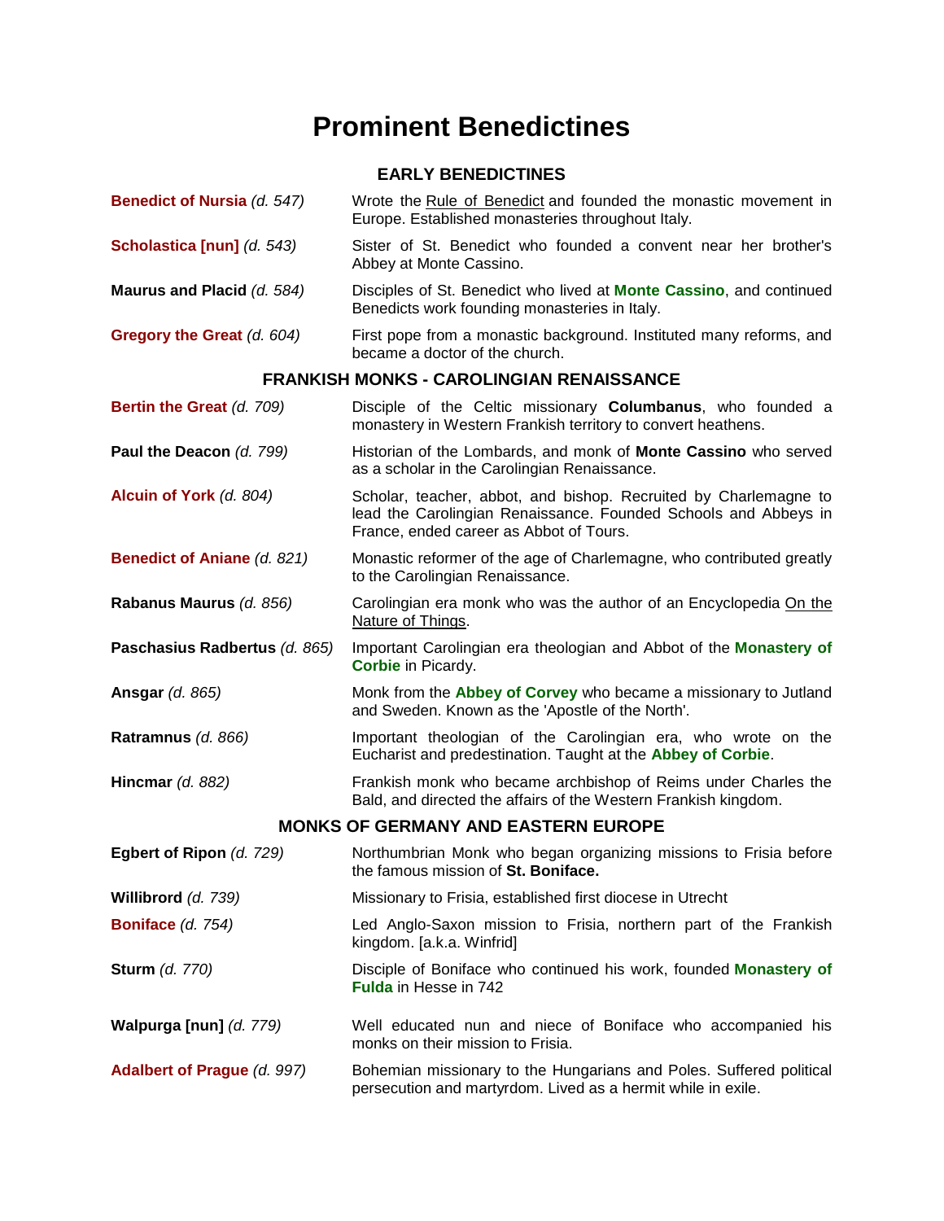# Prominent Benedictines

## EARLY BENEDICTINES

| | |
|---|---|
| **Benedict of Nursia** *(d. 547)* | Wrote the Rule of Benedict and founded the monastic movement in Europe. Established monasteries throughout Italy. |
| **Scholastica [nun]** *(d. 543)* | Sister of St. Benedict who founded a convent near her brother's Abbey at Monte Cassino. |
| **Maurus and Placid** *(d. 584)* | Disciples of St. Benedict who lived at **Monte Cassino**, and continued Benedicts work founding monasteries in Italy. |
| **Gregory the Great** *(d. 604)* | First pope from a monastic background. Instituted many reforms, and became a doctor of the church. |

## FRANKISH MONKS - CAROLINGIAN RENAISSANCE

| | |
|---|---|
| **Bertin the Great** *(d. 709)* | Disciple of the Celtic missionary **Columbanus**, who founded a monastery in Western Frankish territory to convert heathens. |
| **Paul the Deacon** *(d. 799)* | Historian of the Lombards, and monk of **Monte Cassino** who served as a scholar in the Carolingian Renaissance. |
| **Alcuin of York** *(d. 804)* | Scholar, teacher, abbot, and bishop. Recruited by Charlemagne to lead the Carolingian Renaissance. Founded Schools and Abbeys in France, ended career as Abbot of Tours. |
| **Benedict of Aniane** *(d. 821)* | Monastic reformer of the age of Charlemagne, who contributed greatly to the Carolingian Renaissance. |
| **Rabanus Maurus** *(d. 856)* | Carolingian era monk who was the author of an Encyclopedia On the Nature of Things. |
| **Paschasius Radbertus** *(d. 865)* | Important Carolingian era theologian and Abbot of the **Monastery of Corbie** in Picardy. |
| **Ansgar** *(d. 865)* | Monk from the **Abbey of Corvey** who became a missionary to Jutland and Sweden. Known as the 'Apostle of the North'. |
| **Ratramnus** *(d. 866)* | Important theologian of the Carolingian era, who wrote on the Eucharist and predestination. Taught at the **Abbey of Corbie**. |
| **Hincmar** *(d. 882)* | Frankish monk who became archbishop of Reims under Charles the Bald, and directed the affairs of the Western Frankish kingdom. |

## MONKS OF GERMANY AND EASTERN EUROPE

| | |
|---|---|
| **Egbert of Ripon** *(d. 729)* | Northumbrian Monk who began organizing missions to Frisia before the famous mission of **St. Boniface.** |
| **Willibrord** *(d. 739)* | Missionary to Frisia, established first diocese in Utrecht |
| **Boniface** *(d. 754)* | Led Anglo-Saxon mission to Frisia, northern part of the Frankish kingdom. [a.k.a. Winfrid] |
| **Sturm** *(d. 770)* | Disciple of Boniface who continued his work, founded **Monastery of Fulda** in Hesse in 742 |
| **Walpurga [nun]** *(d. 779)* | Well educated nun and niece of Boniface who accompanied his monks on their mission to Frisia. |
| **Adalbert of Prague** *(d. 997)* | Bohemian missionary to the Hungarians and Poles. Suffered political persecution and martyrdom. Lived as a hermit while in exile. |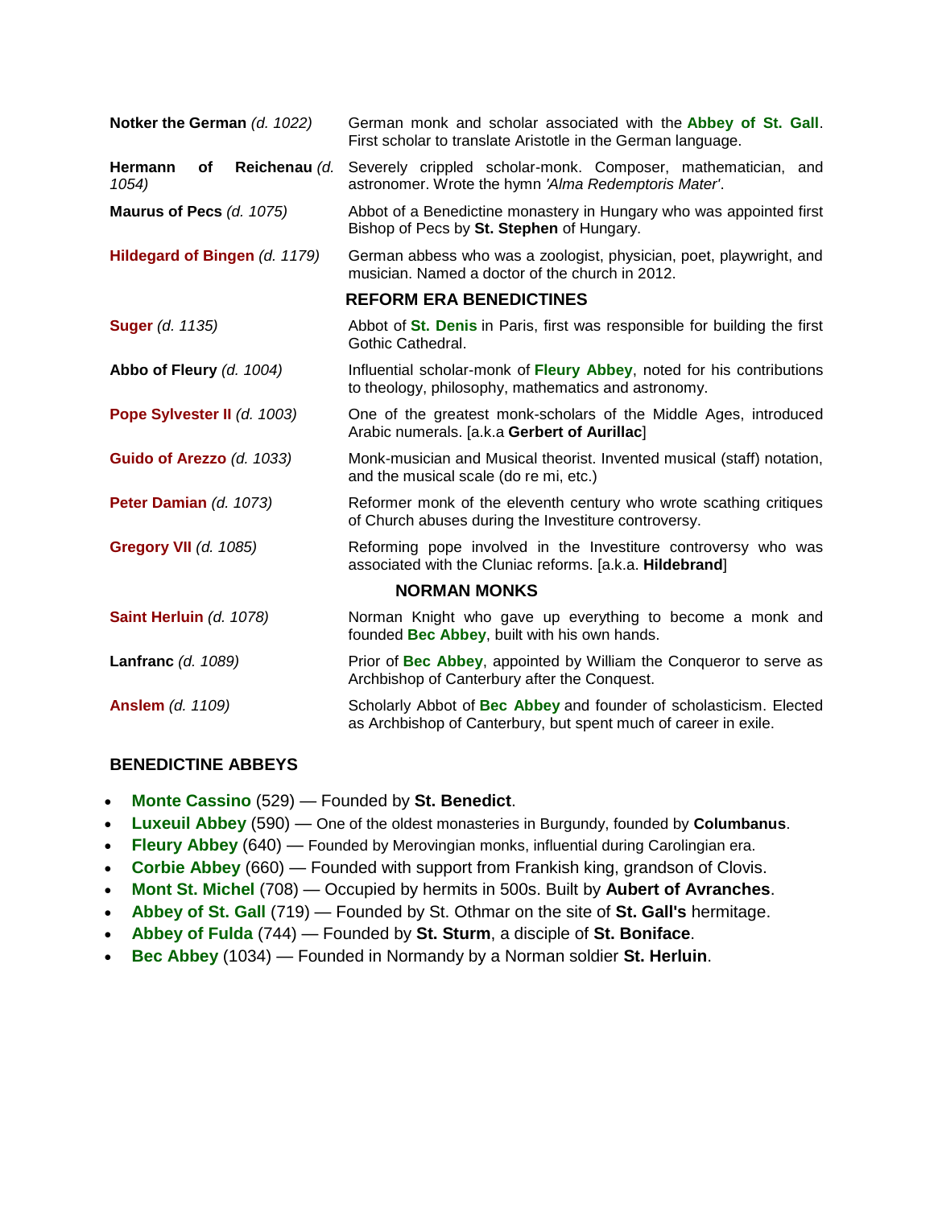| | |
|---|---|
| **Notker the German** *(d. 1022)* | German monk and scholar associated with the **Abbey of St. Gall**. First scholar to translate Aristotle in the German language. |
| **Hermann of Reichenau** *(d. 1054)* | Severely crippled scholar-monk. Composer, mathematician, and astronomer. Wrote the hymn *'Alma Redemptoris Mater'*. |
| **Maurus of Pecs** *(d. 1075)* | Abbot of a Benedictine monastery in Hungary who was appointed first Bishop of Pecs by **St. Stephen** of Hungary. |
| **Hildegard of Bingen** *(d. 1179)* | German abbess who was a zoologist, physician, poet, playwright, and musician. Named a doctor of the church in 2012. |
| | **REFORM ERA BENEDICTINES** |
| **Suger** *(d. 1135)* | Abbot of **St. Denis** in Paris, first was responsible for building the first Gothic Cathedral. |
| **Abbo of Fleury** *(d. 1004)* | Influential scholar-monk of **Fleury Abbey**, noted for his contributions to theology, philosophy, mathematics and astronomy. |
| **Pope Sylvester II** *(d. 1003)* | One of the greatest monk-scholars of the Middle Ages, introduced Arabic numerals. [a.k.a **Gerbert of Aurillac**] |
| **Guido of Arezzo** *(d. 1033)* | Monk-musician and Musical theorist. Invented musical (staff) notation, and the musical scale (do re mi, etc.) |
| **Peter Damian** *(d. 1073)* | Reformer monk of the eleventh century who wrote scathing critiques of Church abuses during the Investiture controversy. |
| **Gregory VII** *(d. 1085)* | Reforming pope involved in the Investiture controversy who was associated with the Cluniac reforms. [a.k.a. **Hildebrand**] |
| | **NORMAN MONKS** |
| **Saint Herluin** *(d. 1078)* | Norman Knight who gave up everything to become a monk and founded **Bec Abbey**, built with his own hands. |
| **Lanfranc** *(d. 1089)* | Prior of **Bec Abbey**, appointed by William the Conqueror to serve as Archbishop of Canterbury after the Conquest. |
| **Anslem** *(d. 1109)* | Scholarly Abbot of **Bec Abbey** and founder of scholasticism. Elected as Archbishop of Canterbury, but spent much of career in exile. |

## BENEDICTINE ABBEYS

- **Monte Cassino** (529) — Founded by **St. Benedict**.
- **Luxeuil Abbey** (590) — One of the oldest monasteries in Burgundy, founded by **Columbanus**.
- **Fleury Abbey** (640) — Founded by Merovingian monks, influential during Carolingian era.
- **Corbie Abbey** (660) — Founded with support from Frankish king, grandson of Clovis.
- **Mont St. Michel** (708) — Occupied by hermits in 500s. Built by **Aubert of Avranches**.
- **Abbey of St. Gall** (719) — Founded by St. Othmar on the site of **St. Gall's** hermitage.
- **Abbey of Fulda** (744) — Founded by **St. Sturm**, a disciple of **St. Boniface**.
- **Bec Abbey** (1034) — Founded in Normandy by a Norman soldier **St. Herluin**.